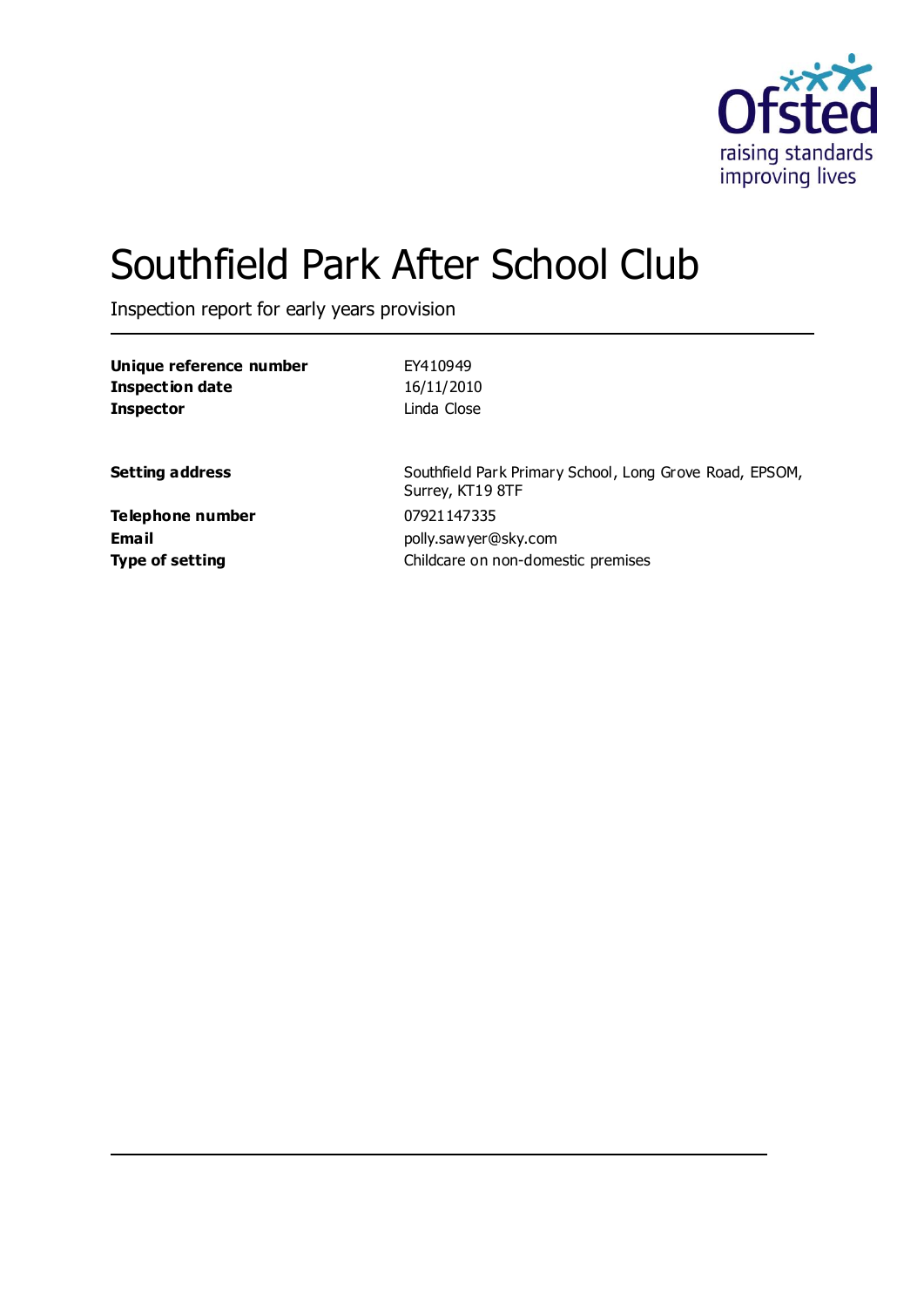# Southfield Park After School Club

Inspection report for early years provision

| | |
|---|---|
| **Unique reference number** | EY410949 |
| **Inspection date** | 16/11/2010 |
| **Inspector** | Linda Close |
| | |
| **Setting address** | Southfield Park Primary School, Long Grove Road, EPSOM, Surrey, KT19 8TF |
| **Telephone number** | 07921147335 |
| **Email** | polly.sawyer@sky.com |
| **Type of setting** | Childcare on non-domestic premises |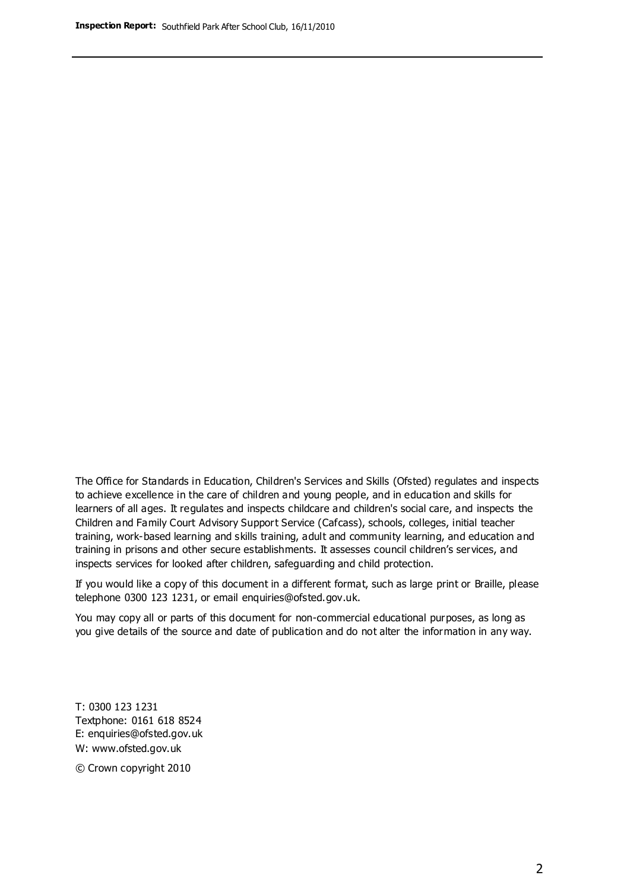The Office for Standards in Education, Children's Services and Skills (Ofsted) regulates and inspects to achieve excellence in the care of children and young people, and in education and skills for learners of all ages. It regulates and inspects childcare and children's social care, and inspects the Children and Family Court Advisory Support Service (Cafcass), schools, colleges, initial teacher training, work-based learning and skills training, adult and community learning, and education and training in prisons and other secure establishments. It assesses council children's services, and inspects services for looked after children, safeguarding and child protection.

If you would like a copy of this document in a different format, such as large print or Braille, please telephone 0300 123 1231, or email enquiries@ofsted.gov.uk.

You may copy all or parts of this document for non-commercial educational purposes, as long as you give details of the source and date of publication and do not alter the information in any way.

T: 0300 123 1231
Textphone: 0161 618 8524
E: enquiries@ofsted.gov.uk
W: www.ofsted.gov.uk

© Crown copyright 2010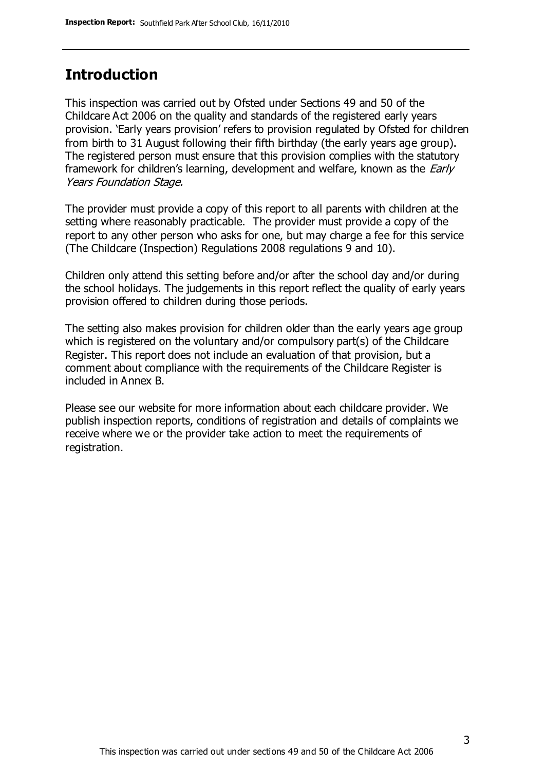## Introduction

This inspection was carried out by Ofsted under Sections 49 and 50 of the Childcare Act 2006 on the quality and standards of the registered early years provision. 'Early years provision' refers to provision regulated by Ofsted for children from birth to 31 August following their fifth birthday (the early years age group). The registered person must ensure that this provision complies with the statutory framework for children's learning, development and welfare, known as the *Early Years Foundation Stage.*

The provider must provide a copy of this report to all parents with children at the setting where reasonably practicable. The provider must provide a copy of the report to any other person who asks for one, but may charge a fee for this service (The Childcare (Inspection) Regulations 2008 regulations 9 and 10).

Children only attend this setting before and/or after the school day and/or during the school holidays. The judgements in this report reflect the quality of early years provision offered to children during those periods.

The setting also makes provision for children older than the early years age group which is registered on the voluntary and/or compulsory part(s) of the Childcare Register. This report does not include an evaluation of that provision, but a comment about compliance with the requirements of the Childcare Register is included in Annex B.

Please see our website for more information about each childcare provider. We publish inspection reports, conditions of registration and details of complaints we receive where we or the provider take action to meet the requirements of registration.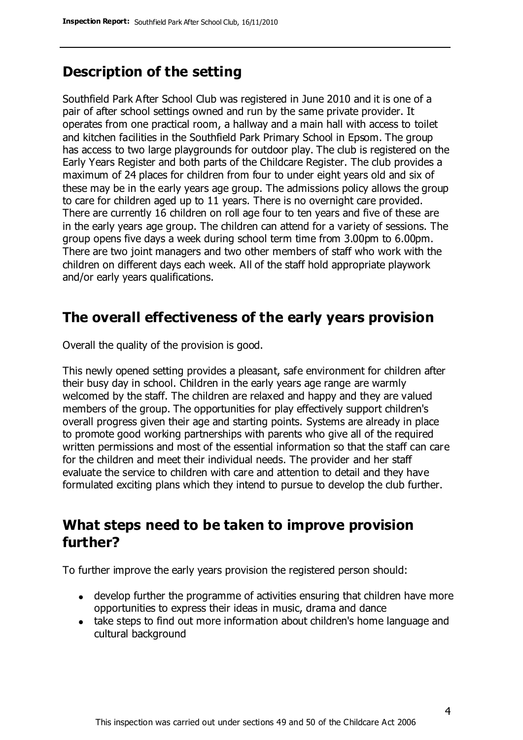## Description of the setting

Southfield Park After School Club was registered in June 2010 and it is one of a pair of after school settings owned and run by the same private provider. It operates from one practical room, a hallway and a main hall with access to toilet and kitchen facilities in the Southfield Park Primary School in Epsom. The group has access to two large playgrounds for outdoor play. The club is registered on the Early Years Register and both parts of the Childcare Register. The club provides a maximum of 24 places for children from four to under eight years old and six of these may be in the early years age group. The admissions policy allows the group to care for children aged up to 11 years. There is no overnight care provided. There are currently 16 children on roll age four to ten years and five of these are in the early years age group. The children can attend for a variety of sessions. The group opens five days a week during school term time from 3.00pm to 6.00pm. There are two joint managers and two other members of staff who work with the children on different days each week. All of the staff hold appropriate playwork and/or early years qualifications.

## The overall effectiveness of the early years provision

Overall the quality of the provision is good.

This newly opened setting provides a pleasant, safe environment for children after their busy day in school. Children in the early years age range are warmly welcomed by the staff. The children are relaxed and happy and they are valued members of the group. The opportunities for play effectively support children's overall progress given their age and starting points. Systems are already in place to promote good working partnerships with parents who give all of the required written permissions and most of the essential information so that the staff can care for the children and meet their individual needs. The provider and her staff evaluate the service to children with care and attention to detail and they have formulated exciting plans which they intend to pursue to develop the club further.

## What steps need to be taken to improve provision further?

To further improve the early years provision the registered person should:

- develop further the programme of activities ensuring that children have more opportunities to express their ideas in music, drama and dance
- take steps to find out more information about children's home language and cultural background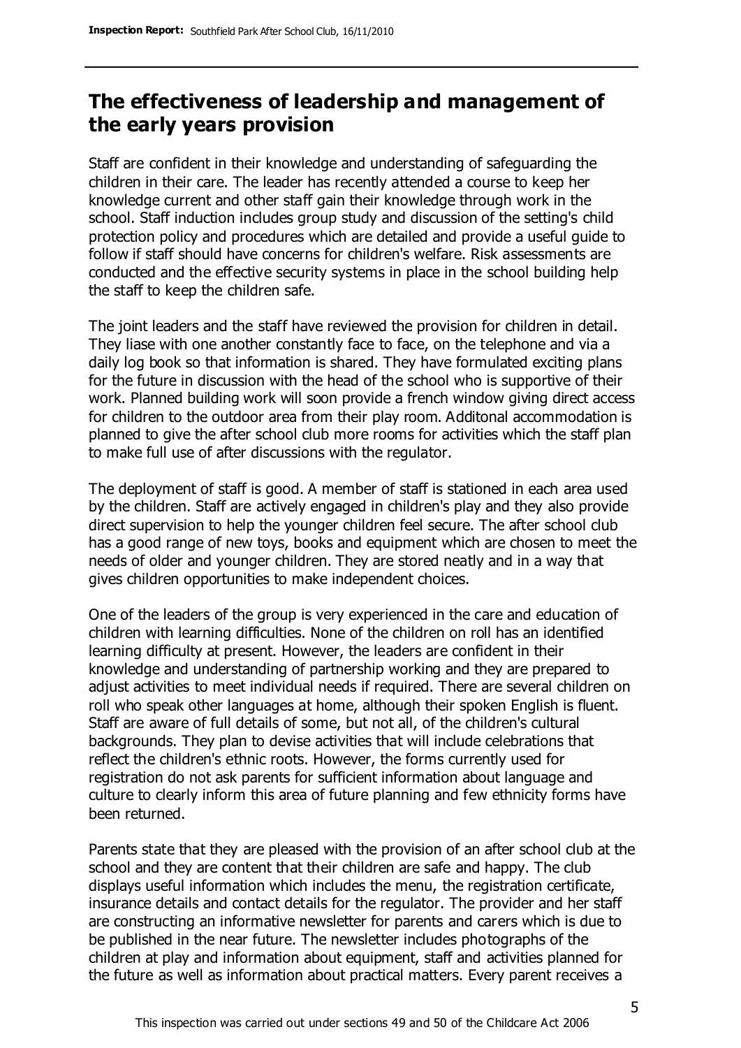## The effectiveness of leadership and management of the early years provision

Staff are confident in their knowledge and understanding of safeguarding the children in their care. The leader has recently attended a course to keep her knowledge current and other staff gain their knowledge through work in the school. Staff induction includes group study and discussion of the setting's child protection policy and procedures which are detailed and provide a useful guide to follow if staff should have concerns for children's welfare. Risk assessments are conducted and the effective security systems in place in the school building help the staff to keep the children safe.

The joint leaders and the staff have reviewed the provision for children in detail. They liase with one another constantly face to face, on the telephone and via a daily log book so that information is shared. They have formulated exciting plans for the future in discussion with the head of the school who is supportive of their work. Planned building work will soon provide a french window giving direct access for children to the outdoor area from their play room. Additonal accommodation is planned to give the after school club more rooms for activities which the staff plan to make full use of after discussions with the regulator.

The deployment of staff is good. A member of staff is stationed in each area used by the children. Staff are actively engaged in children's play and they also provide direct supervision to help the younger children feel secure. The after school club has a good range of new toys, books and equipment which are chosen to meet the needs of older and younger children. They are stored neatly and in a way that gives children opportunities to make independent choices.

One of the leaders of the group is very experienced in the care and education of children with learning difficulties. None of the children on roll has an identified learning difficulty at present. However, the leaders are confident in their knowledge and understanding of partnership working and they are prepared to adjust activities to meet individual needs if required. There are several children on roll who speak other languages at home, although their spoken English is fluent. Staff are aware of full details of some, but not all, of the children's cultural backgrounds. They plan to devise activities that will include celebrations that reflect the children's ethnic roots. However, the forms currently used for registration do not ask parents for sufficient information about language and culture to clearly inform this area of future planning and few ethnicity forms have been returned.

Parents state that they are pleased with the provision of an after school club at the school and they are content that their children are safe and happy. The club displays useful information which includes the menu, the registration certificate, insurance details and contact details for the regulator. The provider and her staff are constructing an informative newsletter for parents and carers which is due to be published in the near future. The newsletter includes photographs of the children at play and information about equipment, staff and activities planned for the future as well as information about practical matters. Every parent receives a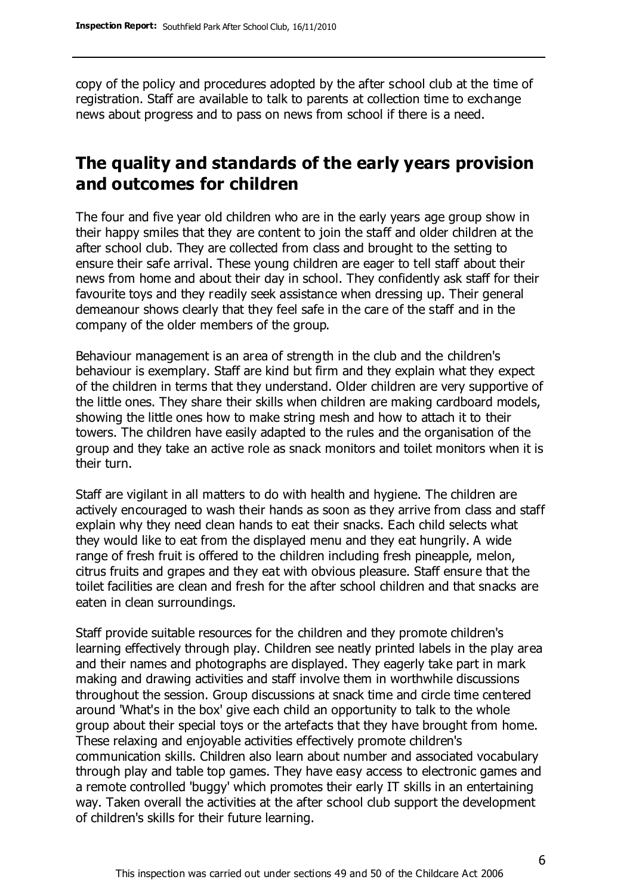copy of the policy and procedures adopted by the after school club at the time of registration. Staff are available to talk to parents at collection time to exchange news about progress and to pass on news from school if there is a need.

## The quality and standards of the early years provision and outcomes for children

The four and five year old children who are in the early years age group show in their happy smiles that they are content to join the staff and older children at the after school club. They are collected from class and brought to the setting to ensure their safe arrival. These young children are eager to tell staff about their news from home and about their day in school. They confidently ask staff for their favourite toys and they readily seek assistance when dressing up. Their general demeanour shows clearly that they feel safe in the care of the staff and in the company of the older members of the group.

Behaviour management is an area of strength in the club and the children's behaviour is exemplary. Staff are kind but firm and they explain what they expect of the children in terms that they understand. Older children are very supportive of the little ones. They share their skills when children are making cardboard models, showing the little ones how to make string mesh and how to attach it to their towers. The children have easily adapted to the rules and the organisation of the group and they take an active role as snack monitors and toilet monitors when it is their turn.

Staff are vigilant in all matters to do with health and hygiene. The children are actively encouraged to wash their hands as soon as they arrive from class and staff explain why they need clean hands to eat their snacks. Each child selects what they would like to eat from the displayed menu and they eat hungrily. A wide range of fresh fruit is offered to the children including fresh pineapple, melon, citrus fruits and grapes and they eat with obvious pleasure. Staff ensure that the toilet facilities are clean and fresh for the after school children and that snacks are eaten in clean surroundings.

Staff provide suitable resources for the children and they promote children's learning effectively through play. Children see neatly printed labels in the play area and their names and photographs are displayed. They eagerly take part in mark making and drawing activities and staff involve them in worthwhile discussions throughout the session. Group discussions at snack time and circle time centered around 'What's in the box' give each child an opportunity to talk to the whole group about their special toys or the artefacts that they have brought from home. These relaxing and enjoyable activities effectively promote children's communication skills. Children also learn about number and associated vocabulary through play and table top games. They have easy access to electronic games and a remote controlled 'buggy' which promotes their early IT skills in an entertaining way. Taken overall the activities at the after school club support the development of children's skills for their future learning.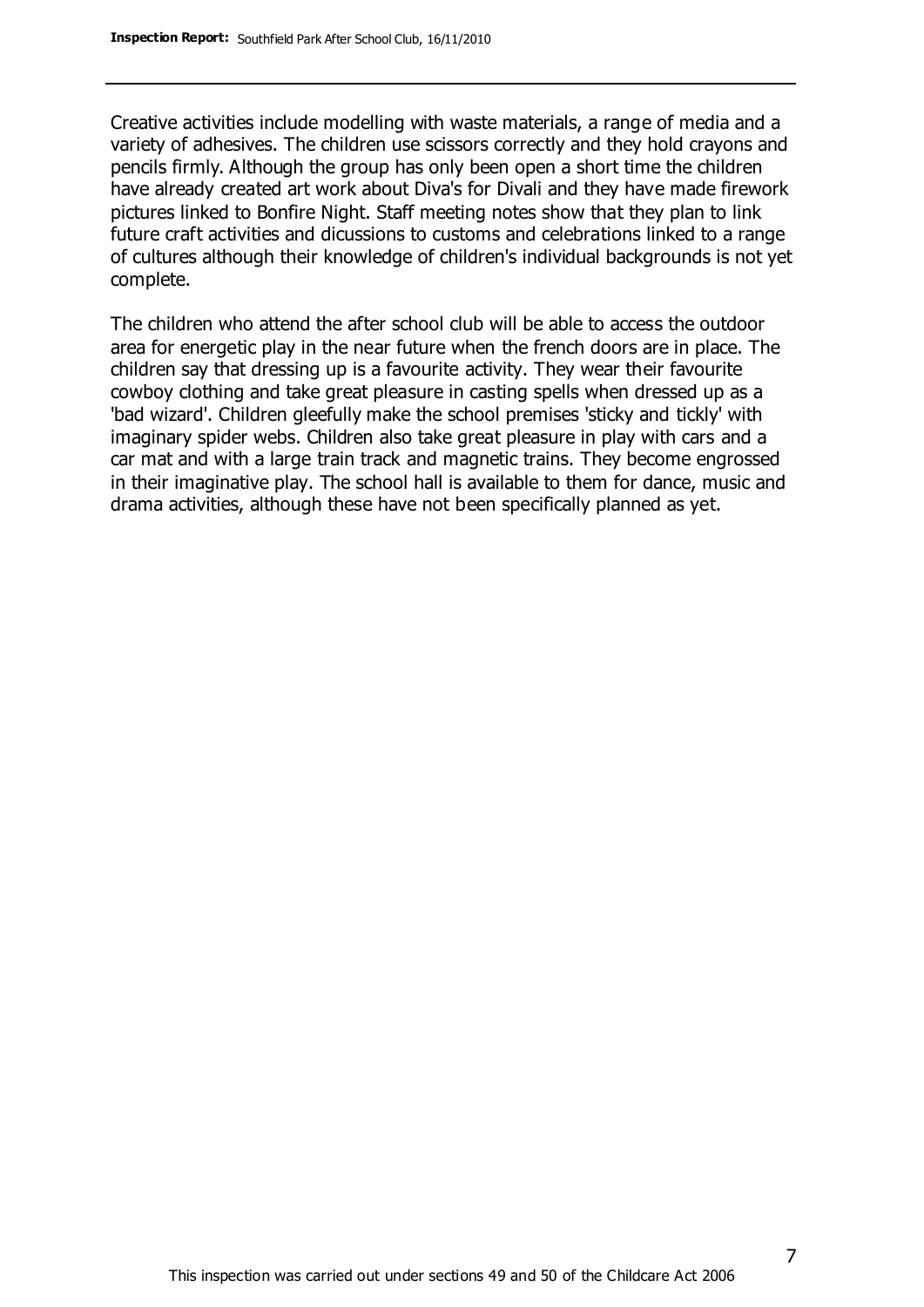Creative activities include modelling with waste materials, a range of media and a variety of adhesives. The children use scissors correctly and they hold crayons and pencils firmly. Although the group has only been open a short time the children have already created art work about Diva's for Divali and they have made firework pictures linked to Bonfire Night. Staff meeting notes show that they plan to link future craft activities and dicussions to customs and celebrations linked to a range of cultures although their knowledge of children's individual backgrounds is not yet complete.

The children who attend the after school club will be able to access the outdoor area for energetic play in the near future when the french doors are in place. The children say that dressing up is a favourite activity. They wear their favourite cowboy clothing and take great pleasure in casting spells when dressed up as a 'bad wizard'. Children gleefully make the school premises 'sticky and tickly' with imaginary spider webs. Children also take great pleasure in play with cars and a car mat and with a large train track and magnetic trains. They become engrossed in their imaginative play. The school hall is available to them for dance, music and drama activities, although these have not been specifically planned as yet.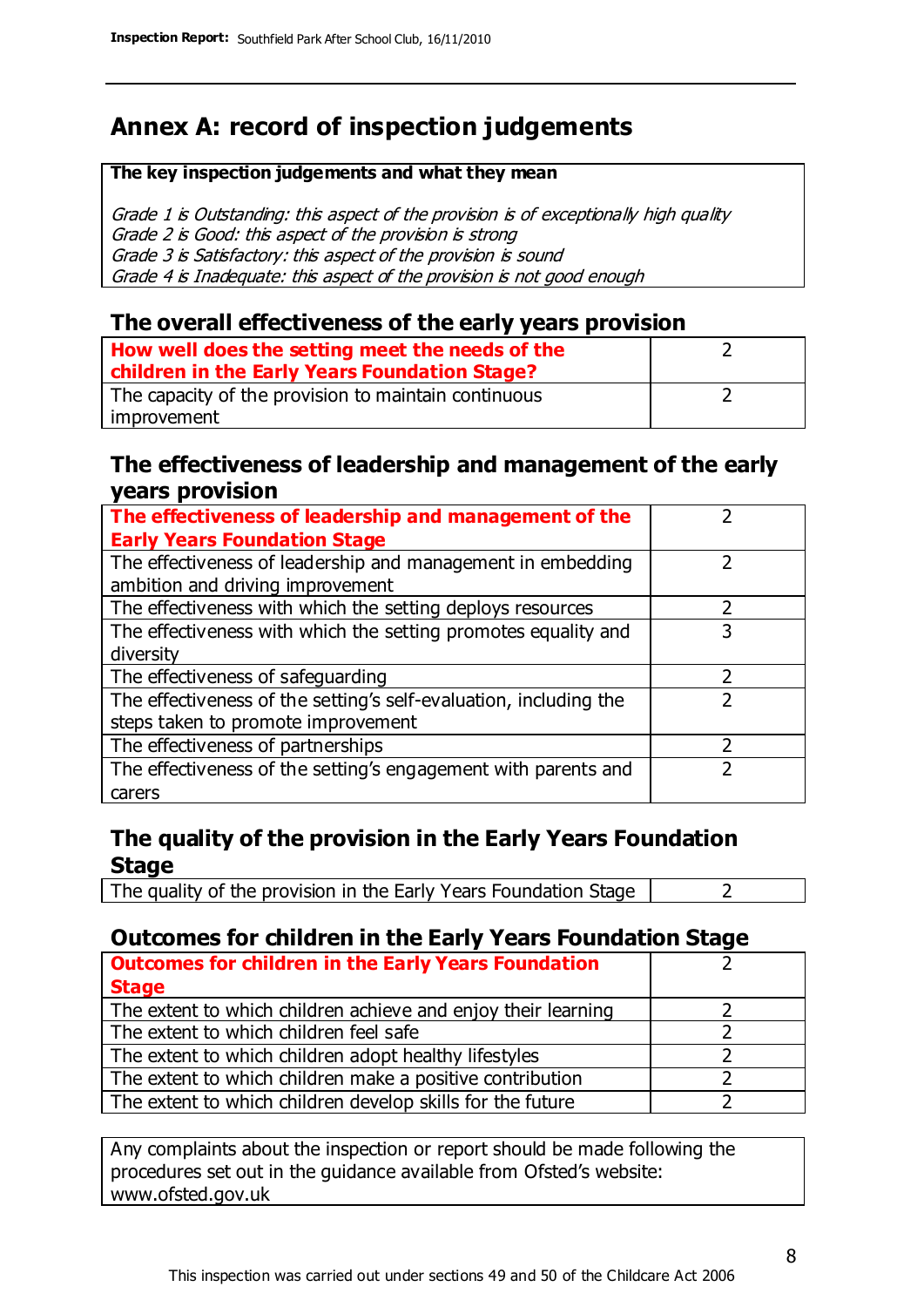## Annex A: record of inspection judgements

**The key inspection judgements and what they mean**

*Grade 1 is Outstanding: this aspect of the provision is of exceptionally high quality*
*Grade 2 is Good: this aspect of the provision is strong*
*Grade 3 is Satisfactory: this aspect of the provision is sound*
*Grade 4 is Inadequate: this aspect of the provision is not good enough*

### The overall effectiveness of the early years provision

| | |
|---|---|
| **How well does the setting meet the needs of the children in the Early Years Foundation Stage?** | 2 |
| The capacity of the provision to maintain continuous improvement | 2 |

### The effectiveness of leadership and management of the early years provision

| | |
|---|---|
| **The effectiveness of leadership and management of the Early Years Foundation Stage** | 2 |
| The effectiveness of leadership and management in embedding ambition and driving improvement | 2 |
| The effectiveness with which the setting deploys resources | 2 |
| The effectiveness with which the setting promotes equality and diversity | 3 |
| The effectiveness of safeguarding | 2 |
| The effectiveness of the setting's self-evaluation, including the steps taken to promote improvement | 2 |
| The effectiveness of partnerships | 2 |
| The effectiveness of the setting's engagement with parents and carers | 2 |

### The quality of the provision in the Early Years Foundation Stage

| | |
|---|---|
| The quality of the provision in the Early Years Foundation Stage | 2 |

### Outcomes for children in the Early Years Foundation Stage

| | |
|---|---|
| **Outcomes for children in the Early Years Foundation Stage** | 2 |
| The extent to which children achieve and enjoy their learning | 2 |
| The extent to which children feel safe | 2 |
| The extent to which children adopt healthy lifestyles | 2 |
| The extent to which children make a positive contribution | 2 |
| The extent to which children develop skills for the future | 2 |

Any complaints about the inspection or report should be made following the procedures set out in the guidance available from Ofsted's website: www.ofsted.gov.uk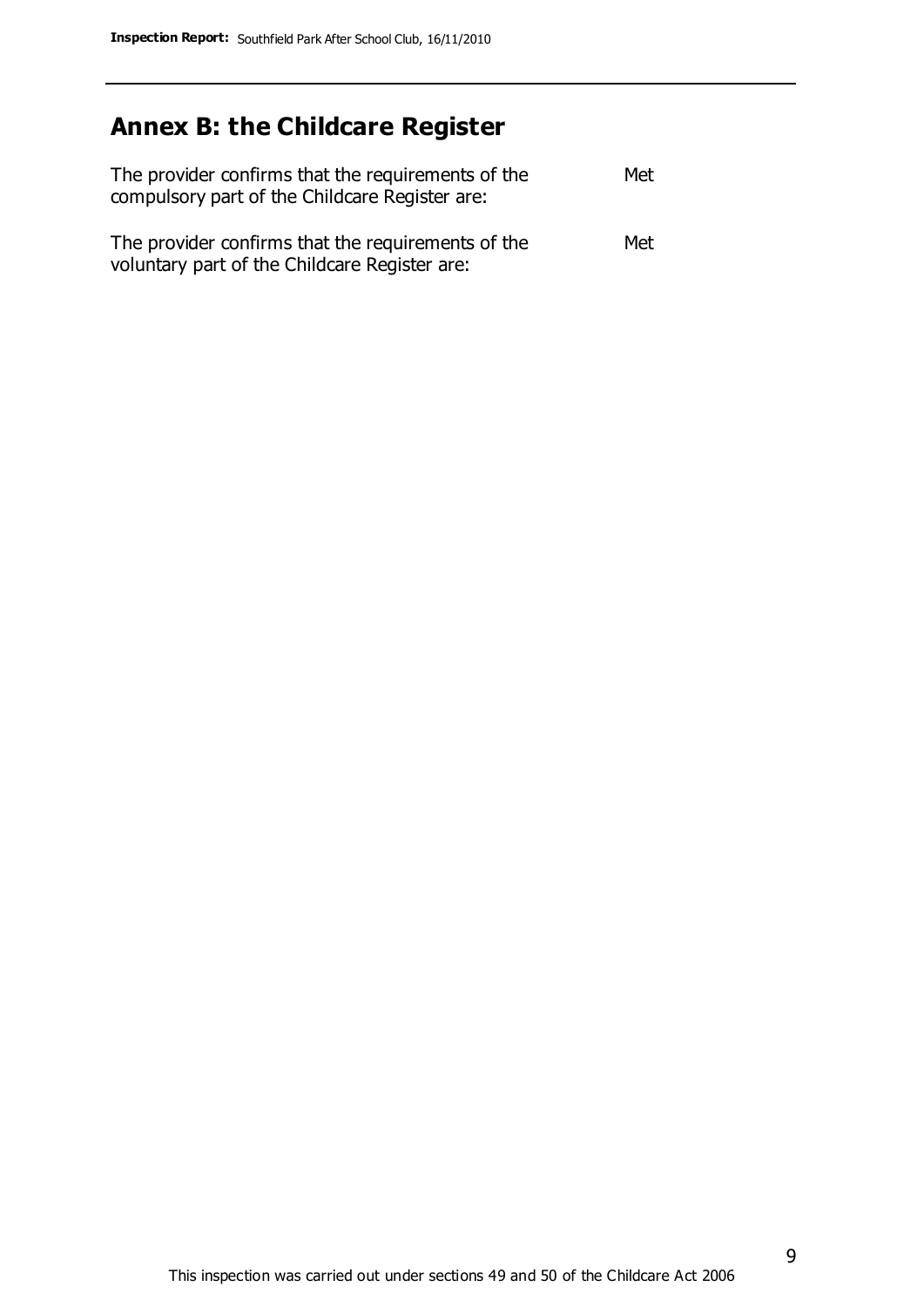## Annex B: the Childcare Register

| | |
|---|---|
| The provider confirms that the requirements of the compulsory part of the Childcare Register are: | Met |
| The provider confirms that the requirements of the voluntary part of the Childcare Register are: | Met |